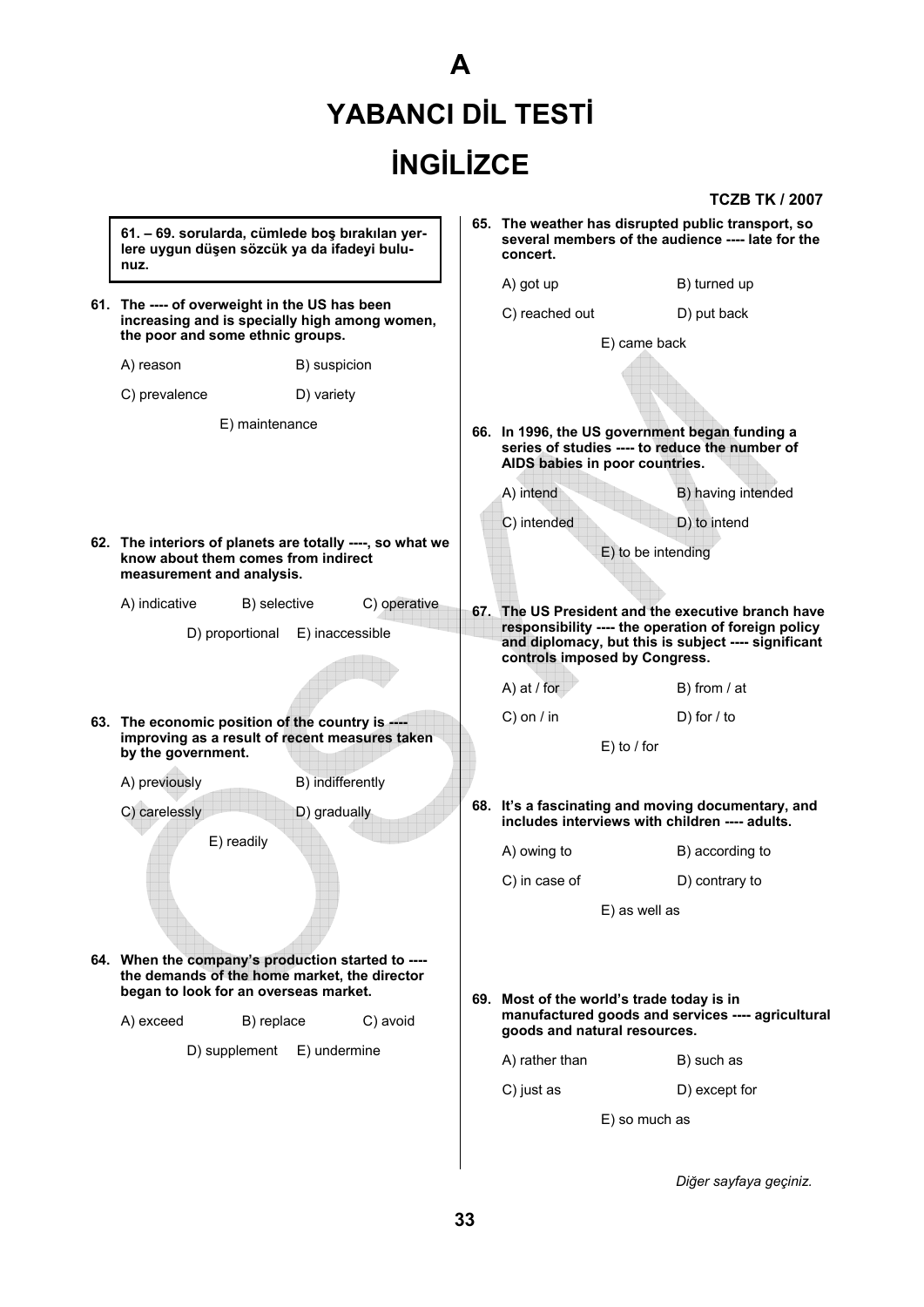# A

# YABANCI DİL TESTİ

# İNGİLİZCE

**TCZB TK / 2007**

**61. – 69. sorularda, cümlede boş bırakılan yerlere uygun düşen sözcük ya da ifadeyi bulunuz.**

**61. The ---- of overweight in the US has been increasing and is specially high among women, the poor and some ethnic groups.**

A) reason
B) suspicion
C) prevalence
D) variety
E) maintenance

**62. The interiors of planets are totally ----, so what we know about them comes from indirect measurement and analysis.**

A) indicative
B) selective
C) operative
D) proportional
E) inaccessible

**63. The economic position of the country is ---- improving as a result of recent measures taken by the government.**

A) previously
B) indifferently
C) carelessly
D) gradually
E) readily

**64. When the company's production started to ---- the demands of the home market, the director began to look for an overseas market.**

A) exceed
B) replace
C) avoid
D) supplement
E) undermine

**65. The weather has disrupted public transport, so several members of the audience ---- late for the concert.**

A) got up
B) turned up
C) reached out
D) put back
E) came back

**66. In 1996, the US government began funding a series of studies ---- to reduce the number of AIDS babies in poor countries.**

A) intend
B) having intended
C) intended
D) to intend
E) to be intending

**67. The US President and the executive branch have responsibility ---- the operation of foreign policy and diplomacy, but this is subject ---- significant controls imposed by Congress.**

A) at / for
B) from / at
C) on / in
D) for / to
E) to / for

**68. It's a fascinating and moving documentary, and includes interviews with children ---- adults.**

A) owing to
B) according to
C) in case of
D) contrary to
E) as well as

**69. Most of the world's trade today is in manufactured goods and services ---- agricultural goods and natural resources.**

A) rather than
B) such as
C) just as
D) except for
E) so much as

*Diğer sayfaya geçiniz.*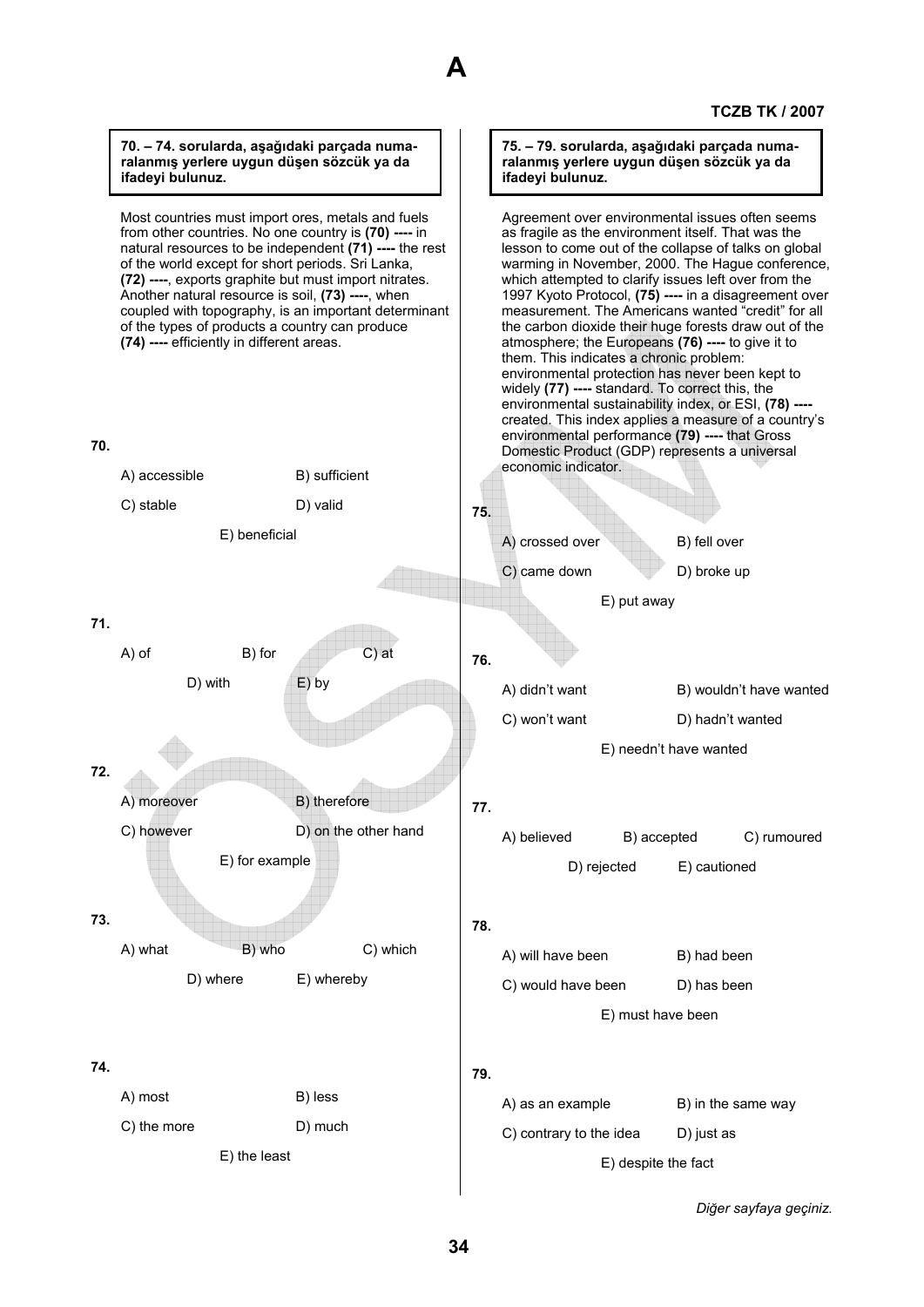**70. – 74. sorularda, aşağıdaki parçada numaralanmış yerlere uygun düşen sözcük ya da ifadeyi bulunuz.**

Most countries must import ores, metals and fuels from other countries. No one country is **(70) ----** in natural resources to be independent **(71) ----** the rest of the world except for short periods. Sri Lanka, **(72) ----**, exports graphite but must import nitrates. Another natural resource is soil, **(73) ----**, when coupled with topography, is an important determinant of the types of products a country can produce **(74) ----** efficiently in different areas.

**70.**

A) accessible
B) sufficient
C) stable
D) valid
E) beneficial

**71.**

A) of
B) for
C) at
D) with
E) by

**72.**

A) moreover
B) therefore
C) however
D) on the other hand
E) for example

**73.**

A) what
B) who
C) which
D) where
E) whereby

**74.**

A) most
B) less
C) the more
D) much
E) the least

**75. – 79. sorularda, aşağıdaki parçada numaralanmış yerlere uygun düşen sözcük ya da ifadeyi bulunuz.**

Agreement over environmental issues often seems as fragile as the environment itself. That was the lesson to come out of the collapse of talks on global warming in November, 2000. The Hague conference, which attempted to clarify issues left over from the 1997 Kyoto Protocol, **(75) ----** in a disagreement over measurement. The Americans wanted "credit" for all the carbon dioxide their huge forests draw out of the atmosphere; the Europeans **(76) ----** to give it to them. This indicates a chronic problem: environmental protection has never been kept to widely **(77) ----** standard. To correct this, the environmental sustainability index, or ESI, **(78) ----** created. This index applies a measure of a country's environmental performance **(79) ----** that Gross Domestic Product (GDP) represents a universal economic indicator.

**75.**

A) crossed over
B) fell over
C) came down
D) broke up
E) put away

**76.**

A) didn't want
B) wouldn't have wanted
C) won't want
D) hadn't wanted
E) needn't have wanted

**77.**

A) believed
B) accepted
C) rumoured
D) rejected
E) cautioned

**78.**

A) will have been
B) had been
C) would have been
D) has been
E) must have been

**79.**

A) as an example
B) in the same way
C) contrary to the idea
D) just as
E) despite the fact

*Diğer sayfaya geçiniz.*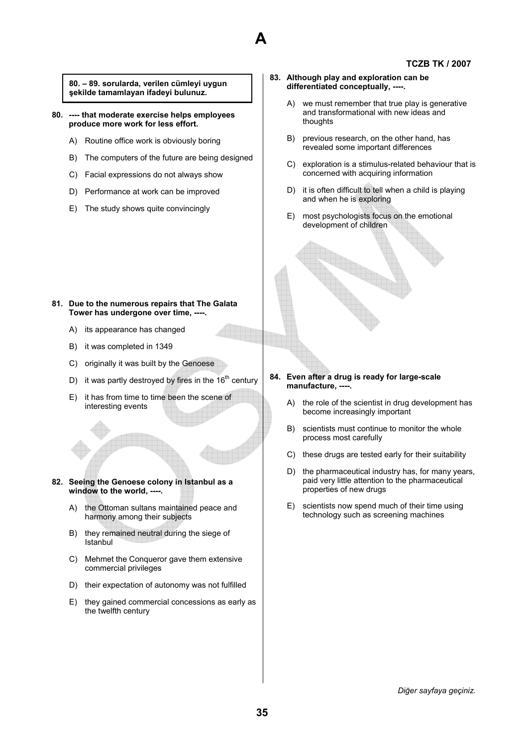**80. – 89. sorularda, verilen cümleyi uygun şekilde tamamlayan ifadeyi bulunuz.**

**80. ---- that moderate exercise helps employees produce more work for less effort.**

A) Routine office work is obviously boring

B) The computers of the future are being designed

C) Facial expressions do not always show

D) Performance at work can be improved

E) The study shows quite convincingly

**81. Due to the numerous repairs that The Galata Tower has undergone over time, ----.**

A) its appearance has changed

B) it was completed in 1349

C) originally it was built by the Genoese

D) it was partly destroyed by fires in the $16^{th}$ century

E) it has from time to time been the scene of interesting events

**82. Seeing the Genoese colony in Istanbul as a window to the world, ----.**

A) the Ottoman sultans maintained peace and harmony among their subjects

B) they remained neutral during the siege of Istanbul

C) Mehmet the Conqueror gave them extensive commercial privileges

D) their expectation of autonomy was not fulfilled

E) they gained commercial concessions as early as the twelfth century

**83. Although play and exploration can be differentiated conceptually, ----.**

A) we must remember that true play is generative and transformational with new ideas and thoughts

B) previous research, on the other hand, has revealed some important differences

C) exploration is a stimulus-related behaviour that is concerned with acquiring information

D) it is often difficult to tell when a child is playing and when he is exploring

E) most psychologists focus on the emotional development of children

**84. Even after a drug is ready for large-scale manufacture, ----.**

A) the role of the scientist in drug development has become increasingly important

B) scientists must continue to monitor the whole process most carefully

C) these drugs are tested early for their suitability

D) the pharmaceutical industry has, for many years, paid very little attention to the pharmaceutical properties of new drugs

E) scientists now spend much of their time using technology such as screening machines

*Diğer sayfaya geçiniz.*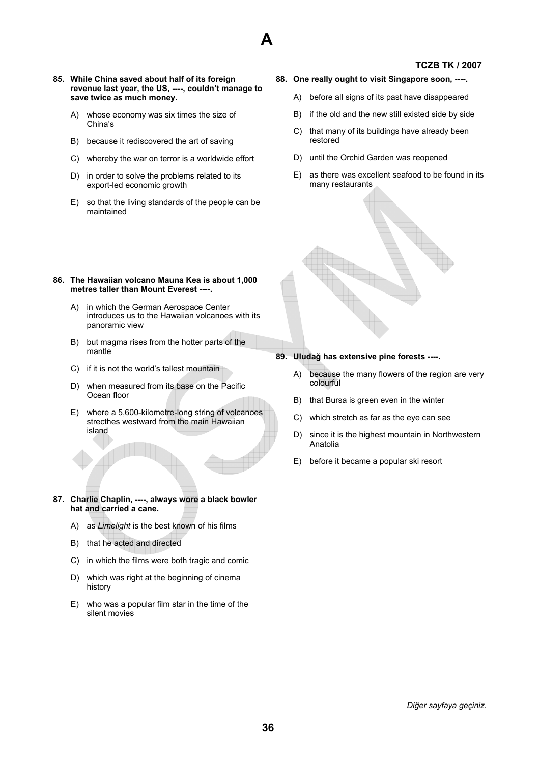**85. While China saved about half of its foreign revenue last year, the US, ----, couldn't manage to save twice as much money.**

A) whose economy was six times the size of China's

B) because it rediscovered the art of saving

C) whereby the war on terror is a worldwide effort

D) in order to solve the problems related to its export-led economic growth

E) so that the living standards of the people can be maintained

**86. The Hawaiian volcano Mauna Kea is about 1,000 metres taller than Mount Everest ----.**

A) in which the German Aerospace Center introduces us to the Hawaiian volcanoes with its panoramic view

B) but magma rises from the hotter parts of the mantle

C) if it is not the world's tallest mountain

D) when measured from its base on the Pacific Ocean floor

E) where a 5,600-kilometre-long string of volcanoes strecthes westward from the main Hawaiian island

**87. Charlie Chaplin, ----, always wore a black bowler hat and carried a cane.**

A) as *Limelight* is the best known of his films

B) that he acted and directed

C) in which the films were both tragic and comic

D) which was right at the beginning of cinema history

E) who was a popular film star in the time of the silent movies

**88. One really ought to visit Singapore soon, ----.**

A) before all signs of its past have disappeared

B) if the old and the new still existed side by side

C) that many of its buildings have already been restored

D) until the Orchid Garden was reopened

E) as there was excellent seafood to be found in its many restaurants

**89. Uludağ has extensive pine forests ----.**

A) because the many flowers of the region are very colourful

B) that Bursa is green even in the winter

C) which stretch as far as the eye can see

D) since it is the highest mountain in Northwestern Anatolia

E) before it became a popular ski resort

*Diğer sayfaya geçiniz.*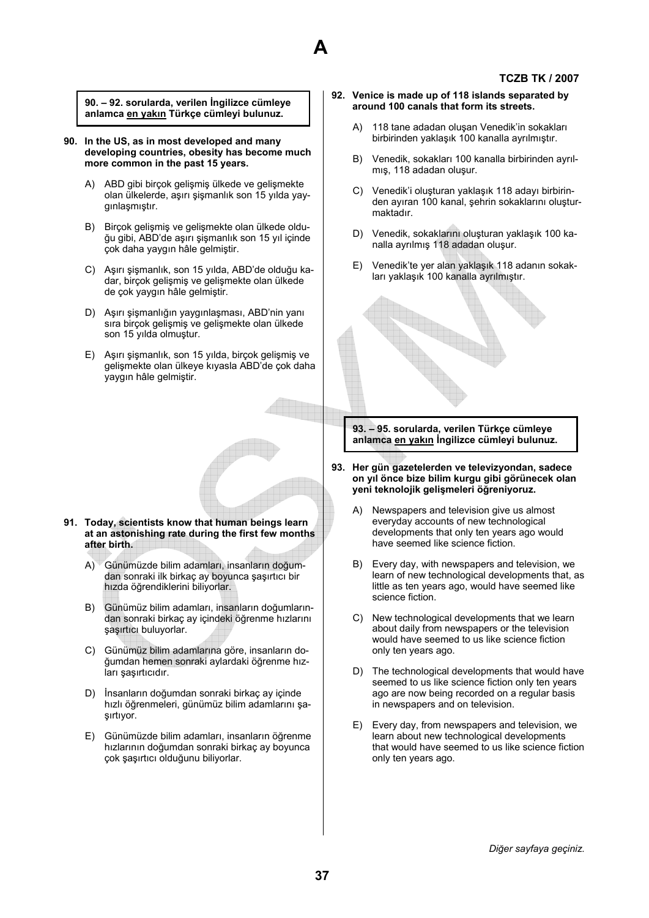**90. – 92. sorularda, verilen İngilizce cümleye anlamca en yakın Türkçe cümleyi bulunuz.**

**90. In the US, as in most developed and many developing countries, obesity has become much more common in the past 15 years.**

A) ABD gibi birçok gelişmiş ülkede ve gelişmekte olan ülkelerde, aşırı şişmanlık son 15 yılda yaygınlaşmıştır.

B) Birçok gelişmiş ve gelişmekte olan ülkede olduğu gibi, ABD'de aşırı şişmanlık son 15 yıl içinde çok daha yaygın hâle gelmiştir.

C) Aşırı şişmanlık, son 15 yılda, ABD'de olduğu kadar, birçok gelişmiş ve gelişmekte olan ülkede de çok yaygın hâle gelmiştir.

D) Aşırı şişmanlığın yaygınlaşması, ABD'nin yanı sıra birçok gelişmiş ve gelişmekte olan ülkede son 15 yılda olmuştur.

E) Aşırı şişmanlık, son 15 yılda, birçok gelişmiş ve gelişmekte olan ülkeye kıyasla ABD'de çok daha yaygın hâle gelmiştir.

**91. Today, scientists know that human beings learn at an astonishing rate during the first few months after birth.**

A) Günümüzde bilim adamları, insanların doğumdan sonraki ilk birkaç ay boyunca şaşırtıcı bir hızda öğrendiklerini biliyorlar.

B) Günümüz bilim adamları, insanların doğumlarından sonraki birkaç ay içindeki öğrenme hızlarını şaşırtıcı buluyorlar.

C) Günümüz bilim adamlarına göre, insanların doğumdan hemen sonraki aylardaki öğrenme hızları şaşırtıcıdır.

D) İnsanların doğumdan sonraki birkaç ay içinde hızlı öğrenmeleri, günümüz bilim adamlarını şaşırtıyor.

E) Günümüzde bilim adamları, insanların öğrenme hızlarının doğumdan sonraki birkaç ay boyunca çok şaşırtıcı olduğunu biliyorlar.

**92. Venice is made up of 118 islands separated by around 100 canals that form its streets.**

A) 118 tane adadan oluşan Venedik'in sokakları birbirinden yaklaşık 100 kanalla ayrılmıştır.

B) Venedik, sokakları 100 kanalla birbirinden ayrılmış, 118 adadan oluşur.

C) Venedik'i oluşturan yaklaşık 118 adayı birbirinden ayıran 100 kanal, şehrin sokaklarını oluşturmaktadır.

D) Venedik, sokaklarını oluşturan yaklaşık 100 kanalla ayrılmış 118 adadan oluşur.

E) Venedik'te yer alan yaklaşık 118 adanın sokakları yaklaşık 100 kanalla ayrılmıştır.

**93. – 95. sorularda, verilen Türkçe cümleye anlamca en yakın İngilizce cümleyi bulunuz.**

**93. Her gün gazetelerden ve televizyondan, sadece on yıl önce bize bilim kurgu gibi görünecek olan yeni teknolojik gelişmeleri öğreniyoruz.**

A) Newspapers and television give us almost everyday accounts of new technological developments that only ten years ago would have seemed like science fiction.

B) Every day, with newspapers and television, we learn of new technological developments that, as little as ten years ago, would have seemed like science fiction.

C) New technological developments that we learn about daily from newspapers or the television would have seemed to us like science fiction only ten years ago.

D) The technological developments that would have seemed to us like science fiction only ten years ago are now being recorded on a regular basis in newspapers and on television.

E) Every day, from newspapers and television, we learn about new technological developments that would have seemed to us like science fiction only ten years ago.

*Diğer sayfaya geçiniz.*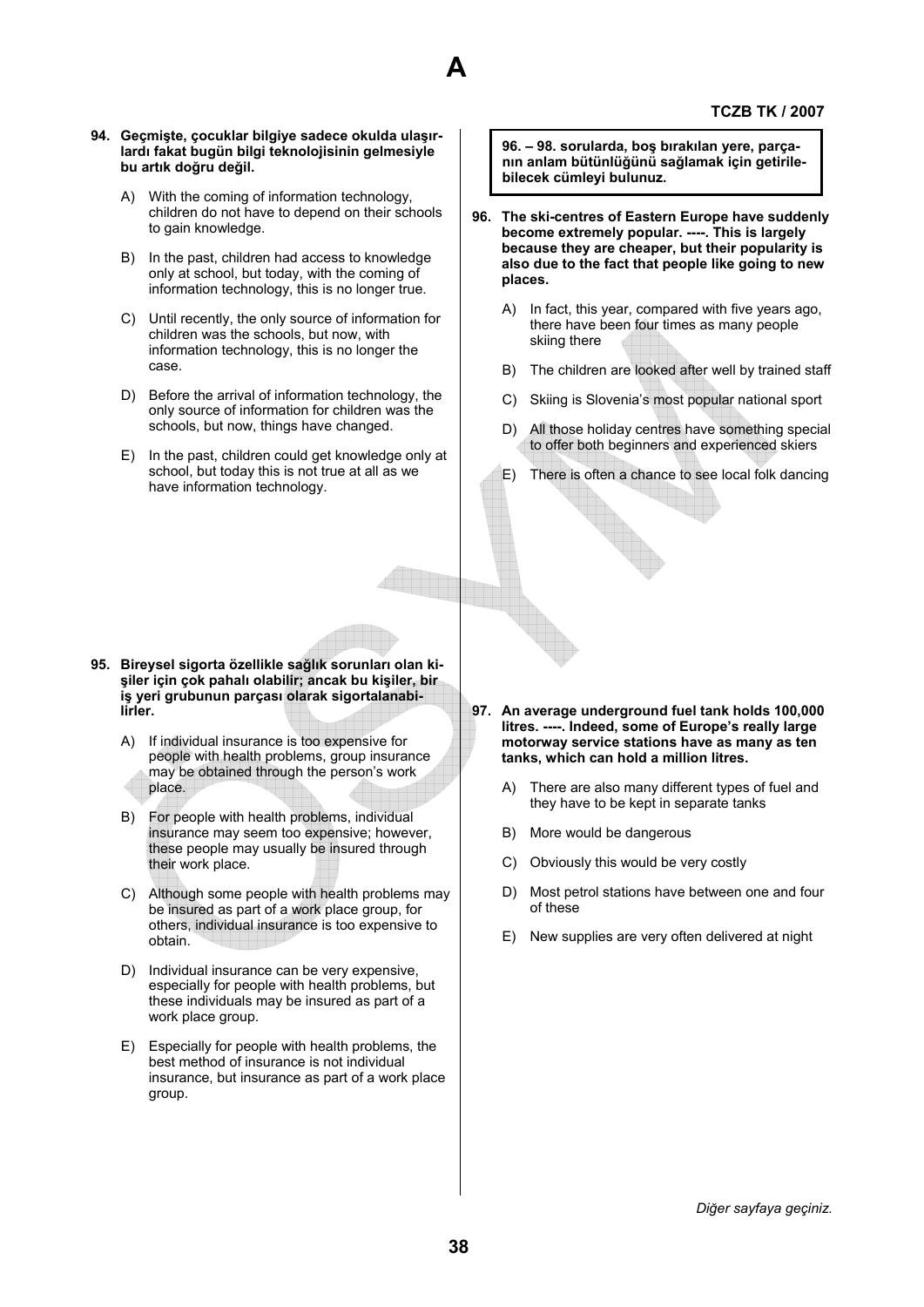**94. Geçmişte, çocuklar bilgiye sadece okulda ulaşırlardı fakat bugün bilgi teknolojisinin gelmesiyle bu artık doğru değil.**

A) With the coming of information technology, children do not have to depend on their schools to gain knowledge.

B) In the past, children had access to knowledge only at school, but today, with the coming of information technology, this is no longer true.

C) Until recently, the only source of information for children was the schools, but now, with information technology, this is no longer the case.

D) Before the arrival of information technology, the only source of information for children was the schools, but now, things have changed.

E) In the past, children could get knowledge only at school, but today this is not true at all as we have information technology.

**95. Bireysel sigorta özellikle sağlık sorunları olan kişiler için çok pahalı olabilir; ancak bu kişiler, bir iş yeri grubunun parçası olarak sigortalanabilirler.**

A) If individual insurance is too expensive for people with health problems, group insurance may be obtained through the person's work place.

B) For people with health problems, individual insurance may seem too expensive; however, these people may usually be insured through their work place.

C) Although some people with health problems may be insured as part of a work place group, for others, individual insurance is too expensive to obtain.

D) Individual insurance can be very expensive, especially for people with health problems, but these individuals may be insured as part of a work place group.

E) Especially for people with health problems, the best method of insurance is not individual insurance, but insurance as part of a work place group.

**96. – 98. sorularda, boş bırakılan yere, parçanın anlam bütünlüğünü sağlamak için getirilebilecek cümleyi bulunuz.**

**96. The ski-centres of Eastern Europe have suddenly become extremely popular. ----. This is largely because they are cheaper, but their popularity is also due to the fact that people like going to new places.**

A) In fact, this year, compared with five years ago, there have been four times as many people skiing there

B) The children are looked after well by trained staff

C) Skiing is Slovenia's most popular national sport

D) All those holiday centres have something special to offer both beginners and experienced skiers

E) There is often a chance to see local folk dancing

**97. An average underground fuel tank holds 100,000 litres. ----. Indeed, some of Europe's really large motorway service stations have as many as ten tanks, which can hold a million litres.**

A) There are also many different types of fuel and they have to be kept in separate tanks

B) More would be dangerous

C) Obviously this would be very costly

D) Most petrol stations have between one and four of these

E) New supplies are very often delivered at night

*Diğer sayfaya geçiniz.*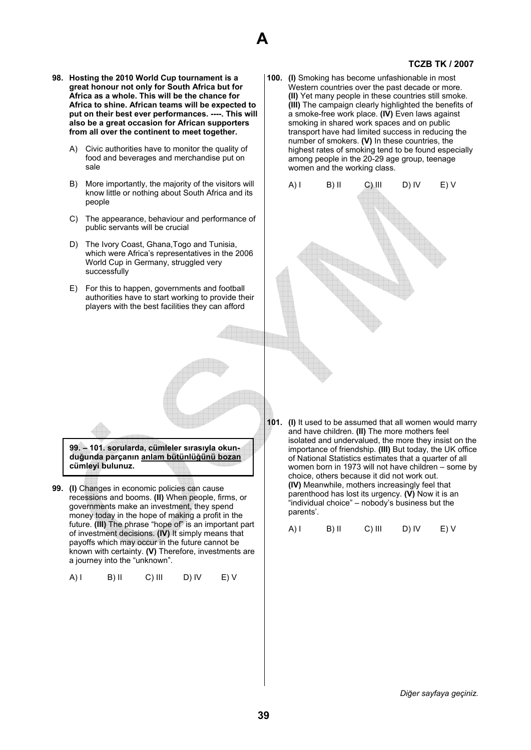**98. Hosting the 2010 World Cup tournament is a great honour not only for South Africa but for Africa as a whole. This will be the chance for Africa to shine. African teams will be expected to put on their best ever performances. ----. This will also be a great occasion for African supporters from all over the continent to meet together.**

A) Civic authorities have to monitor the quality of food and beverages and merchandise put on sale

B) More importantly, the majority of the visitors will know little or nothing about South Africa and its people

C) The appearance, behaviour and performance of public servants will be crucial

D) The Ivory Coast, Ghana,Togo and Tunisia, which were Africa's representatives in the 2006 World Cup in Germany, struggled very successfully

E) For this to happen, governments and football authorities have to start working to provide their players with the best facilities they can afford

**99. – 101. sorularda, cümleler sırasıyla okunduğunda parçanın anlam bütünlüğünü bozan cümleyi bulunuz.**

**99.** **(I)** Changes in economic policies can cause recessions and booms. **(II)** When people, firms, or governments make an investment, they spend money today in the hope of making a profit in the future. **(III)** The phrase "hope of" is an important part of investment decisions. **(IV)** It simply means that payoffs which may occur in the future cannot be known with certainty. **(V)** Therefore, investments are a journey into the "unknown".

A) I B) II C) III D) IV E) V

**100.** **(I)** Smoking has become unfashionable in most Western countries over the past decade or more. **(II)** Yet many people in these countries still smoke. **(III)** The campaign clearly highlighted the benefits of a smoke-free work place. **(IV)** Even laws against smoking in shared work spaces and on public transport have had limited success in reducing the number of smokers. **(V)** In these countries, the highest rates of smoking tend to be found especially among people in the 20-29 age group, teenage women and the working class.

A) I B) II C) III D) IV E) V

**101.** **(I)** It used to be assumed that all women would marry and have children. **(II)** The more mothers feel isolated and undervalued, the more they insist on the importance of friendship. **(III)** But today, the UK office of National Statistics estimates that a quarter of all women born in 1973 will not have children – some by choice, others because it did not work out. **(IV)** Meanwhile, mothers increasingly feel that parenthood has lost its urgency. **(V)** Now it is an "individual choice" – nobody's business but the parents'.

A) I B) II C) III D) IV E) V

*Diğer sayfaya geçiniz.*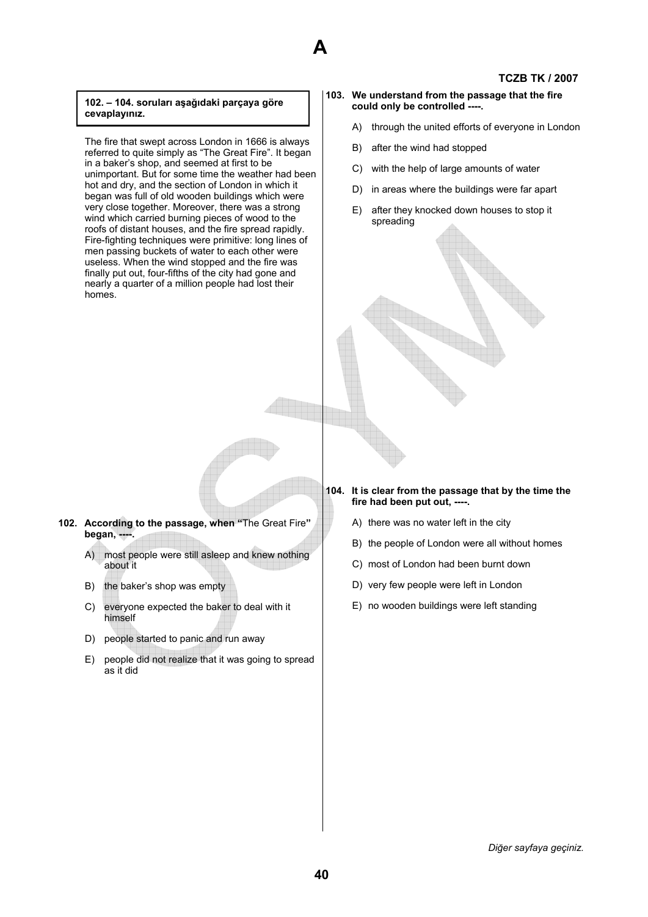**102. – 104. soruları aşağıdaki parçaya göre cevaplayınız.**

The fire that swept across London in 1666 is always referred to quite simply as “The Great Fire”. It began in a baker’s shop, and seemed at first to be unimportant. But for some time the weather had been hot and dry, and the section of London in which it began was full of old wooden buildings which were very close together. Moreover, there was a strong wind which carried burning pieces of wood to the roofs of distant houses, and the fire spread rapidly. Fire-fighting techniques were primitive: long lines of men passing buckets of water to each other were useless. When the wind stopped and the fire was finally put out, four-fifths of the city had gone and nearly a quarter of a million people had lost their homes.

**102. According to the passage, when “**The Great Fire**” began, ----.**

A) most people were still asleep and knew nothing about it

B) the baker’s shop was empty

C) everyone expected the baker to deal with it himself

D) people started to panic and run away

E) people did not realize that it was going to spread as it did

**103. We understand from the passage that the fire could only be controlled ----.**

A) through the united efforts of everyone in London

B) after the wind had stopped

C) with the help of large amounts of water

D) in areas where the buildings were far apart

E) after they knocked down houses to stop it spreading

**104. It is clear from the passage that by the time the fire had been put out, ----.**

A) there was no water left in the city

B) the people of London were all without homes

C) most of London had been burnt down

D) very few people were left in London

E) no wooden buildings were left standing

*Diğer sayfaya geçiniz.*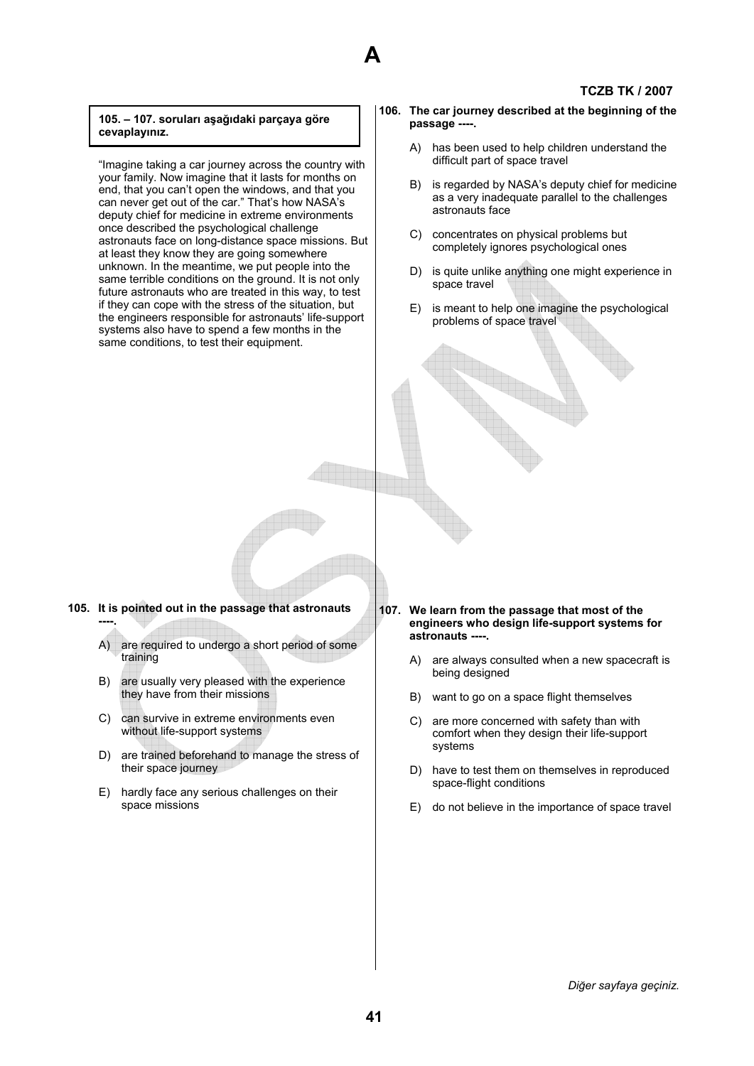**105. – 107. soruları aşağıdaki parçaya göre cevaplayınız.**

"Imagine taking a car journey across the country with your family. Now imagine that it lasts for months on end, that you can't open the windows, and that you can never get out of the car." That's how NASA's deputy chief for medicine in extreme environments once described the psychological challenge astronauts face on long-distance space missions. But at least they know they are going somewhere unknown. In the meantime, we put people into the same terrible conditions on the ground. It is not only future astronauts who are treated in this way, to test if they can cope with the stress of the situation, but the engineers responsible for astronauts' life-support systems also have to spend a few months in the same conditions, to test their equipment.

**105. It is pointed out in the passage that astronauts ----.**

A) are required to undergo a short period of some training

B) are usually very pleased with the experience they have from their missions

C) can survive in extreme environments even without life-support systems

D) are trained beforehand to manage the stress of their space journey

E) hardly face any serious challenges on their space missions

**106. The car journey described at the beginning of the passage ----.**

A) has been used to help children understand the difficult part of space travel

B) is regarded by NASA's deputy chief for medicine as a very inadequate parallel to the challenges astronauts face

C) concentrates on physical problems but completely ignores psychological ones

D) is quite unlike anything one might experience in space travel

E) is meant to help one imagine the psychological problems of space travel

**107. We learn from the passage that most of the engineers who design life-support systems for astronauts ----.**

A) are always consulted when a new spacecraft is being designed

B) want to go on a space flight themselves

C) are more concerned with safety than with comfort when they design their life-support systems

D) have to test them on themselves in reproduced space-flight conditions

E) do not believe in the importance of space travel

*Diğer sayfaya geçiniz.*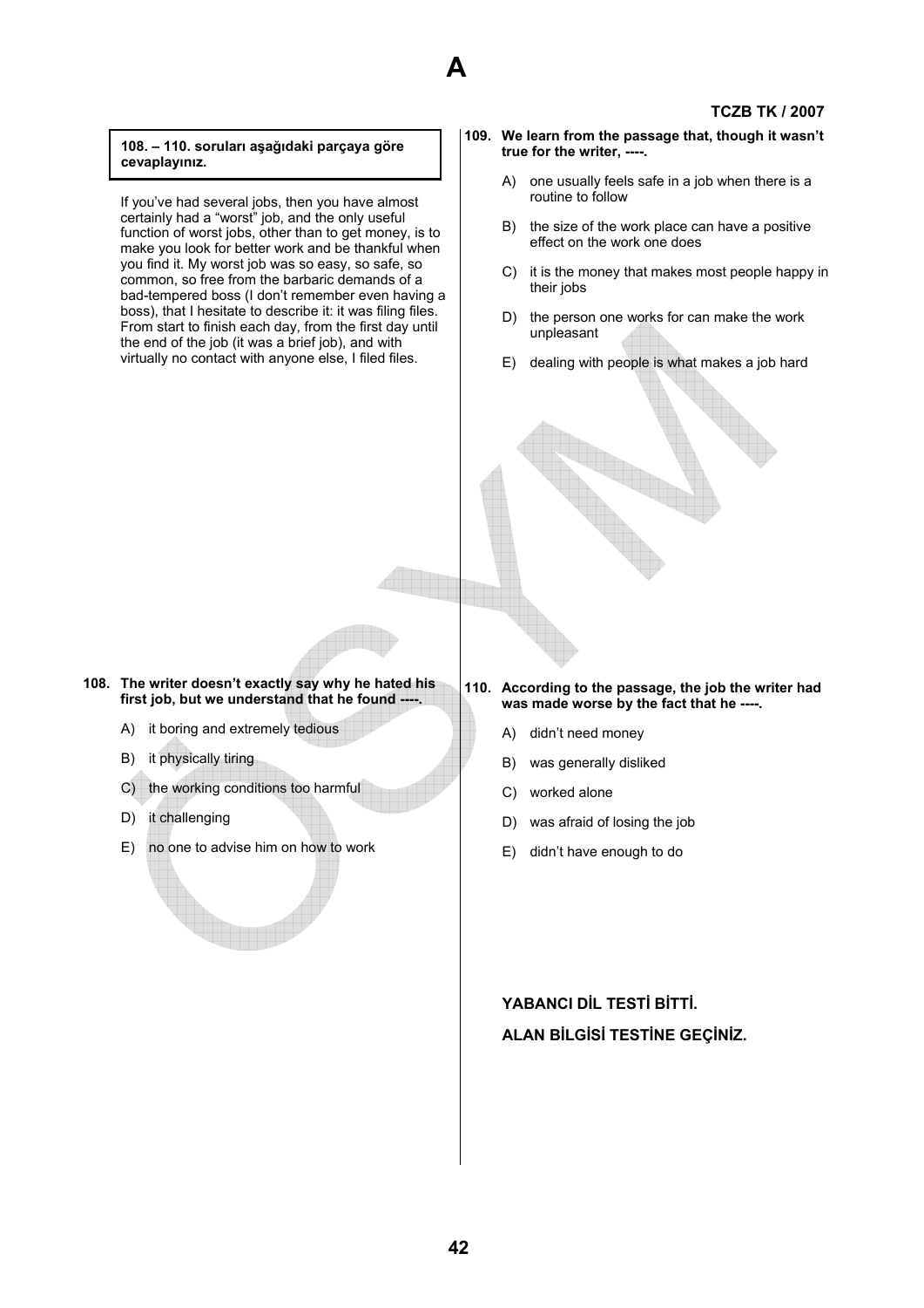**108. – 110. soruları aşağıdaki parçaya göre cevaplayınız.**

If you've had several jobs, then you have almost certainly had a "worst" job, and the only useful function of worst jobs, other than to get money, is to make you look for better work and be thankful when you find it. My worst job was so easy, so safe, so common, so free from the barbaric demands of a bad-tempered boss (I don't remember even having a boss), that I hesitate to describe it: it was filing files. From start to finish each day, from the first day until the end of the job (it was a brief job), and with virtually no contact with anyone else, I filed files.

**108. The writer doesn't exactly say why he hated his first job, but we understand that he found ----.**

A) it boring and extremely tedious

B) it physically tiring

C) the working conditions too harmful

D) it challenging

E) no one to advise him on how to work

**109. We learn from the passage that, though it wasn't true for the writer, ----.**

A) one usually feels safe in a job when there is a routine to follow

B) the size of the work place can have a positive effect on the work one does

C) it is the money that makes most people happy in their jobs

D) the person one works for can make the work unpleasant

E) dealing with people is what makes a job hard

**110. According to the passage, the job the writer had was made worse by the fact that he ----.**

A) didn't need money

B) was generally disliked

C) worked alone

D) was afraid of losing the job

E) didn't have enough to do

**YABANCI DİL TESTİ BİTTİ.**

**ALAN BİLGİSİ TESTİNE GEÇİNİZ.**